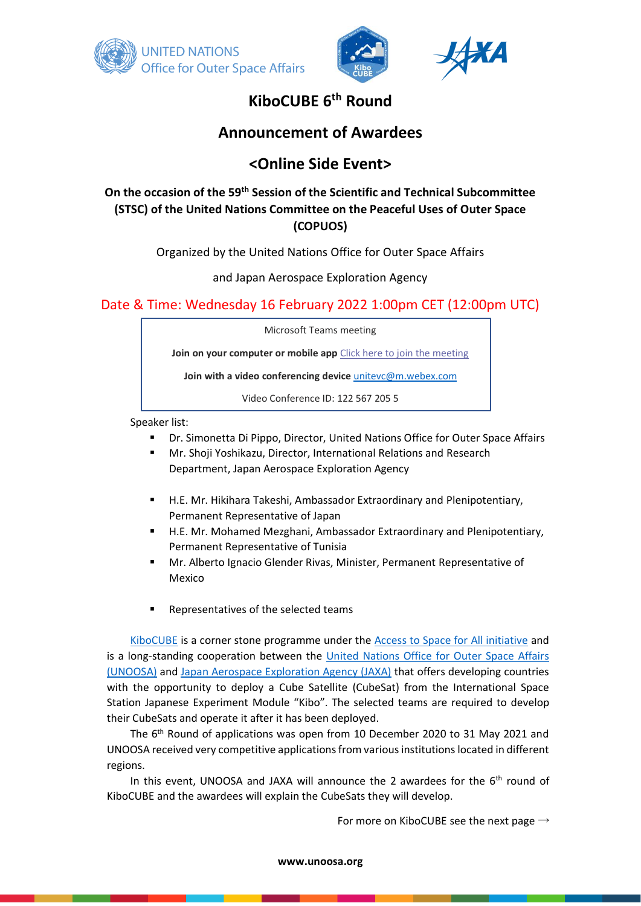UNITED NATIONS
Office for Outer Space Affairs

# KiboCUBE 6th Round

## Announcement of Awardees

## <Online Side Event>

**On the occasion of the 59th Session of the Scientific and Technical Subcommittee (STSC) of the United Nations Committee on the Peaceful Uses of Outer Space (COPUOS)**

Organized by the United Nations Office for Outer Space Affairs

and Japan Aerospace Exploration Agency

**Date & Time: Wednesday 16 February 2022 1:00pm CET (12:00pm UTC)**

> Microsoft Teams meeting
>
> **Join on your computer or mobile app** [Click here to join the meeting]
>
> **Join with a video conferencing device** unitevc@m.webex.com
>
> Video Conference ID: 122 567 205 5

Speaker list:

- Dr. Simonetta Di Pippo, Director, United Nations Office for Outer Space Affairs
- Mr. Shoji Yoshikazu, Director, International Relations and Research Department, Japan Aerospace Exploration Agency

- H.E. Mr. Hikihara Takeshi, Ambassador Extraordinary and Plenipotentiary, Permanent Representative of Japan
- H.E. Mr. Mohamed Mezghani, Ambassador Extraordinary and Plenipotentiary, Permanent Representative of Tunisia
- Mr. Alberto Ignacio Glender Rivas, Minister, Permanent Representative of Mexico

- Representatives of the selected teams

KiboCUBE is a corner stone programme under the Access to Space for All initiative and is a long-standing cooperation between the United Nations Office for Outer Space Affairs (UNOOSA) and Japan Aerospace Exploration Agency (JAXA) that offers developing countries with the opportunity to deploy a Cube Satellite (CubeSat) from the International Space Station Japanese Experiment Module "Kibo". The selected teams are required to develop their CubeSats and operate it after it has been deployed.

The 6th Round of applications was open from 10 December 2020 to 31 May 2021 and UNOOSA received very competitive applications from various institutions located in different regions.

In this event, UNOOSA and JAXA will announce the 2 awardees for the 6th round of KiboCUBE and the awardees will explain the CubeSats they will develop.

For more on KiboCUBE see the next page →

**www.unoosa.org**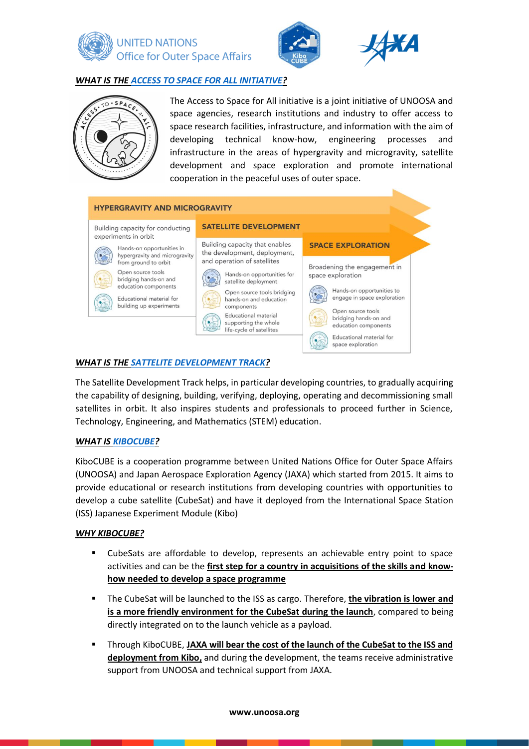## *WHAT IS THE ACCESS TO SPACE FOR ALL INITIATIVE?*

The Access to Space for All initiative is a joint initiative of UNOOSA and space agencies, research institutions and industry to offer access to space research facilities, infrastructure, and information with the aim of developing technical know-how, engineering processes and infrastructure in the areas of hypergravity and microgravity, satellite development and space exploration and promote international cooperation in the peaceful uses of outer space.

**HYPERGRAVITY AND MICROGRAVITY**

Building capacity for conducting experiments in orbit

- Hands-on opportunities in hypergravity and microgravity from ground to orbit
- Open source tools bridging hands-on and education components
- Educational material for building up experiments

**SATELLITE DEVELOPMENT**

Building capacity that enables the development, deployment, and operation of satellites

- Hands-on opportunities for satellite deployment
- Open source tools bridging hands-on and education components
- Educational material supporting the whole life-cycle of satellites

**SPACE EXPLORATION**

Broadening the engagement in space exploration

- Hands-on opportunities to engage in space exploration
- Open source tools bridging hands-on and education components
- Educational material for space exploration

## *WHAT IS THE SATTELITE DEVELOPMENT TRACK?*

The Satellite Development Track helps, in particular developing countries, to gradually acquiring the capability of designing, building, verifying, deploying, operating and decommissioning small satellites in orbit. It also inspires students and professionals to proceed further in Science, Technology, Engineering, and Mathematics (STEM) education.

## *WHAT IS KIBOCUBE?*

KiboCUBE is a cooperation programme between United Nations Office for Outer Space Affairs (UNOOSA) and Japan Aerospace Exploration Agency (JAXA) which started from 2015. It aims to provide educational or research institutions from developing countries with opportunities to develop a cube satellite (CubeSat) and have it deployed from the International Space Station (ISS) Japanese Experiment Module (Kibo)

## *WHY KIBOCUBE?*

- CubeSats are affordable to develop, represents an achievable entry point to space activities and can be the **first step for a country in acquisitions of the skills and know-how needed to develop a space programme**
- The CubeSat will be launched to the ISS as cargo. Therefore, **the vibration is lower and is a more friendly environment for the CubeSat during the launch**, compared to being directly integrated on to the launch vehicle as a payload.
- Through KiboCUBE, **JAXA will bear the cost of the launch of the CubeSat to the ISS and deployment from Kibo,** and during the development, the teams receive administrative support from UNOOSA and technical support from JAXA.

**www.unoosa.org**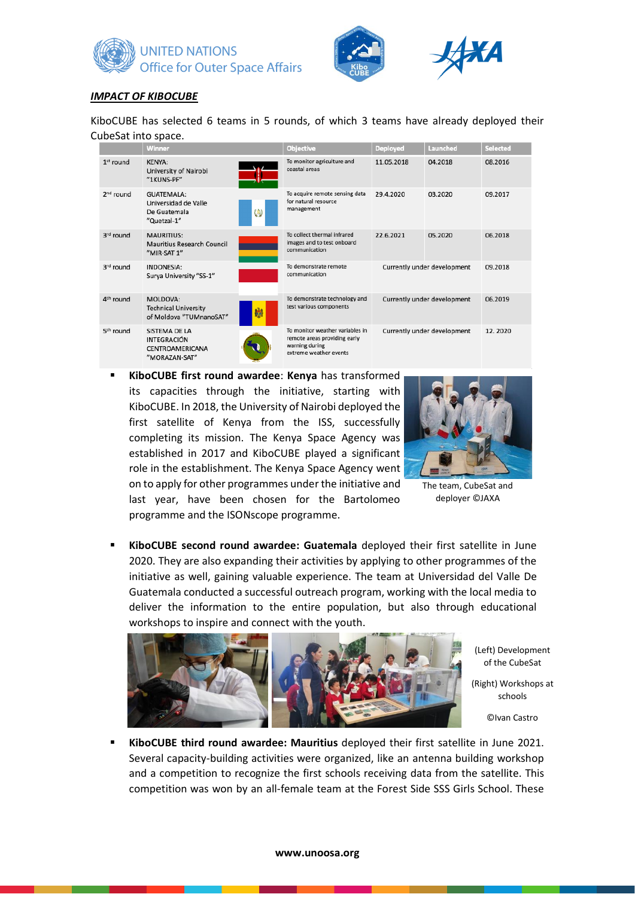## *IMPACT OF KIBOCUBE*

KiboCUBE has selected 6 teams in 5 rounds, of which 3 teams have already deployed their CubeSat into space.

| | Winner | Objective | Deployed | Launched | Selected |
|---|---|---|---|---|---|
| 1st round | KENYA: University of Nairobi "1KUNS-PF" | To monitor agriculture and coastal areas | 11.05.2018 | 04.2018 | 08.2016 |
| 2nd round | GUATEMALA: Universidad de Valle De Guatemala "Quetzal-1" | To acquire remote sensing data for natural resource management | 29.4.2020 | 03.2020 | 09.2017 |
| 3rd round | MAURITIUS: Mauritius Research Council "MIR-SAT 1" | To collect thermal infrared images and to test onboard communication | 22.6.2021 | 05.2020 | 06.2018 |
| 3rd round | INDONESIA: Surya University "SS-1" | To demonstrate remote communication | Currently under development | | 09.2018 |
| 4th round | MOLDOVA: Technical University of Moldova "TUMnanoSAT" | To demonstrate technology and test various components | Currently under development | | 06.2019 |
| 5th round | SISTEMA DE LA INTEGRACIÓN CENTROAMERICANA "MORAZAN-SAT" | To monitor weather variables in remote areas providing early warning during extreme weather events | Currently under development | | 12. 2020 |

- **KiboCUBE first round awardee**: **Kenya** has transformed its capacities through the initiative, starting with KiboCUBE. In 2018, the University of Nairobi deployed the first satellite of Kenya from the ISS, successfully completing its mission. The Kenya Space Agency was established in 2017 and KiboCUBE played a significant role in the establishment. The Kenya Space Agency went on to apply for other programmes under the initiative and last year, have been chosen for the Bartolomeo programme and the ISONscope programme.

  The team, CubeSat and deployer ©JAXA

- **KiboCUBE second round awardee: Guatemala** deployed their first satellite in June 2020. They are also expanding their activities by applying to other programmes of the initiative as well, gaining valuable experience. The team at Universidad del Valle De Guatemala conducted a successful outreach program, working with the local media to deliver the information to the entire population, but also through educational workshops to inspire and connect with the youth.

  (Left) Development of the CubeSat

  (Right) Workshops at schools

  ©Ivan Castro

- **KiboCUBE third round awardee: Mauritius** deployed their first satellite in June 2021. Several capacity-building activities were organized, like an antenna building workshop and a competition to recognize the first schools receiving data from the satellite. This competition was won by an all-female team at the Forest Side SSS Girls School. These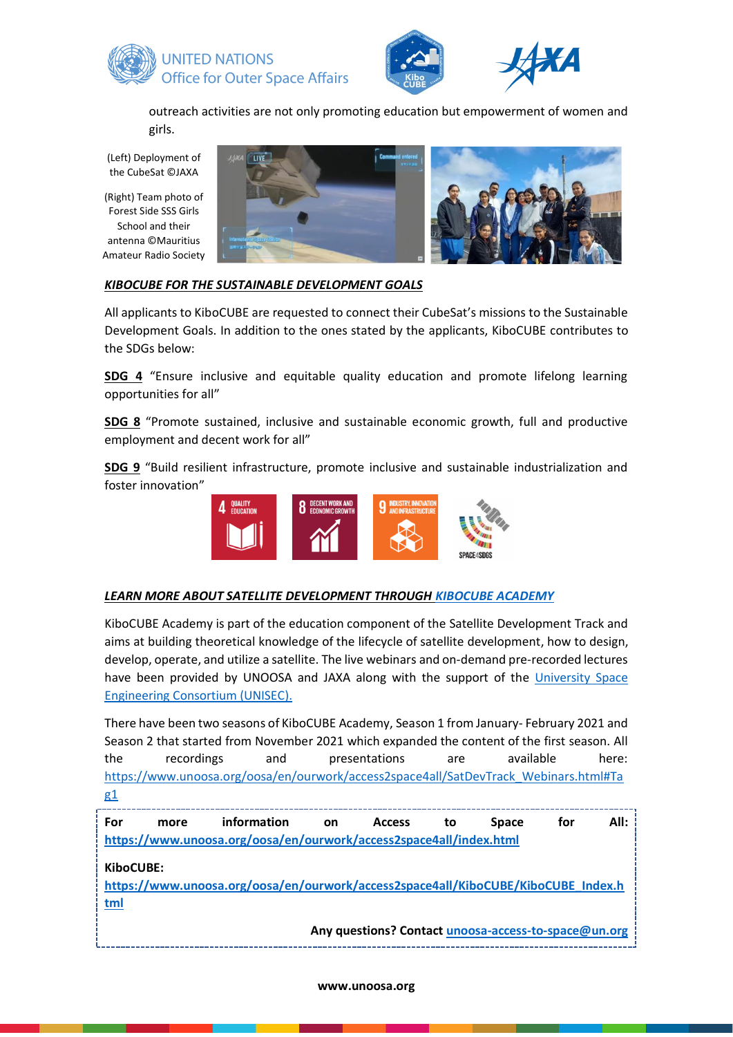outreach activities are not only promoting education but empowerment of women and girls.

(Left) Deployment of the CubeSat ©JAXA

(Right) Team photo of Forest Side SSS Girls School and their antenna ©Mauritius Amateur Radio Society

***KIBOCUBE FOR THE SUSTAINABLE DEVELOPMENT GOALS***

All applicants to KiboCUBE are requested to connect their CubeSat's missions to the Sustainable Development Goals. In addition to the ones stated by the applicants, KiboCUBE contributes to the SDGs below:

**SDG 4** "Ensure inclusive and equitable quality education and promote lifelong learning opportunities for all"

**SDG 8** "Promote sustained, inclusive and sustainable economic growth, full and productive employment and decent work for all"

**SDG 9** "Build resilient infrastructure, promote inclusive and sustainable industrialization and foster innovation"

***LEARN MORE ABOUT SATELLITE DEVELOPMENT THROUGH KIBOCUBE ACADEMY***

KiboCUBE Academy is part of the education component of the Satellite Development Track and aims at building theoretical knowledge of the lifecycle of satellite development, how to design, develop, operate, and utilize a satellite. The live webinars and on-demand pre-recorded lectures have been provided by UNOOSA and JAXA along with the support of the University Space Engineering Consortium (UNISEC).

There have been two seasons of KiboCUBE Academy, Season 1 from January- February 2021 and Season 2 that started from November 2021 which expanded the content of the first season. All the recordings and presentations are available here: https://www.unoosa.org/oosa/en/ourwork/access2space4all/SatDevTrack_Webinars.html#Tag1

**For more information on Access to Space for All:** **https://www.unoosa.org/oosa/en/ourwork/access2space4all/index.html**

**KiboCUBE:**
**https://www.unoosa.org/oosa/en/ourwork/access2space4all/KiboCUBE/KiboCUBE_Index.html**

**Any questions? Contact unoosa-access-to-space@un.org**

**www.unoosa.org**